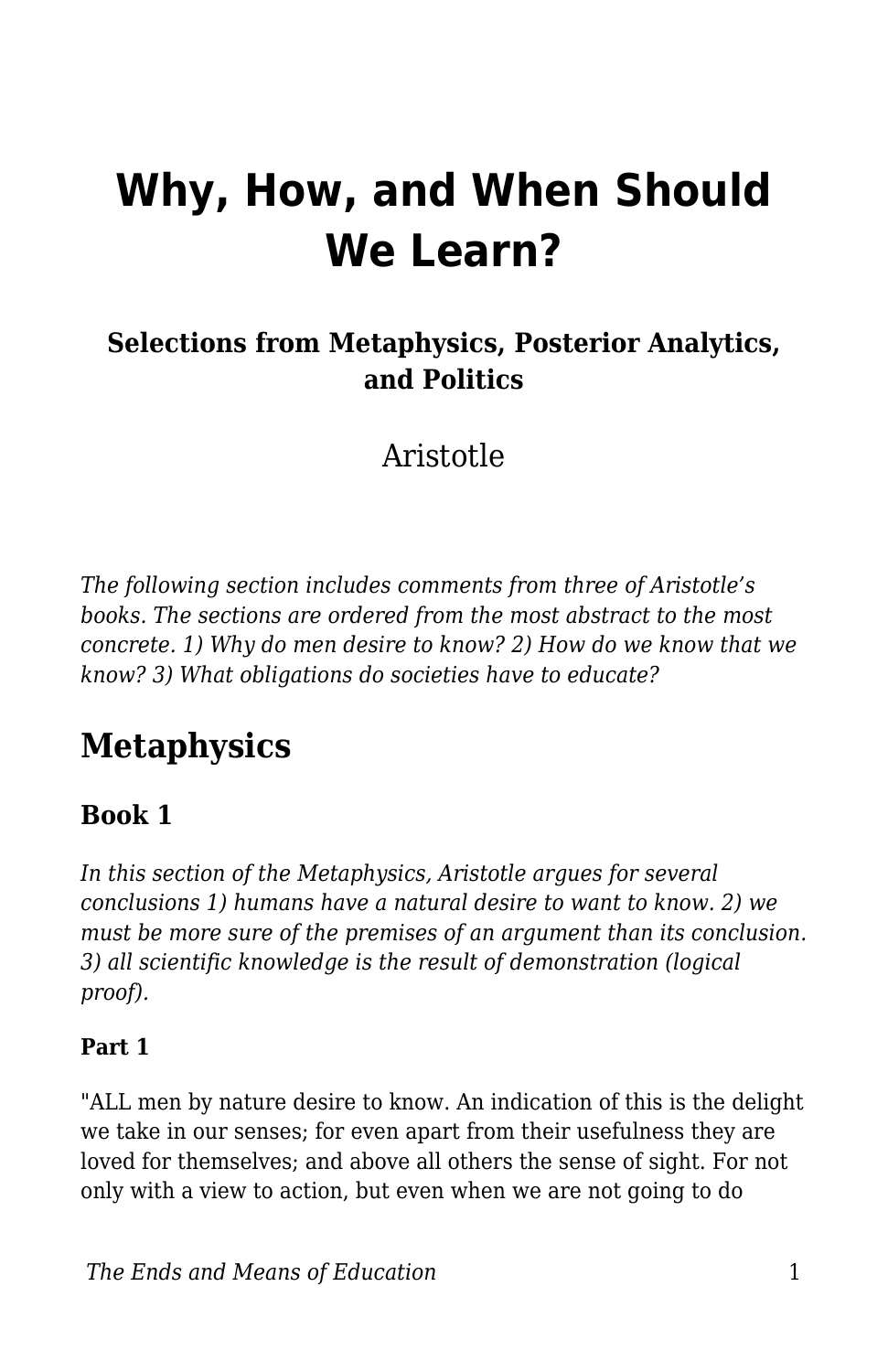# Why, How, and When Should We Learn?

**Selections from Metaphysics, Posterior Analytics, and Politics**

Aristotle

*The following section includes comments from three of Aristotle's books. The sections are ordered from the most abstract to the most concrete. 1) Why do men desire to know? 2) How do we know that we know? 3) What obligations do societies have to educate?*

## Metaphysics

### Book 1

*In this section of the Metaphysics, Aristotle argues for several conclusions 1) humans have a natural desire to want to know. 2) we must be more sure of the premises of an argument than its conclusion. 3) all scientific knowledge is the result of demonstration (logical proof).*

#### Part 1

"ALL men by nature desire to know. An indication of this is the delight we take in our senses; for even apart from their usefulness they are loved for themselves; and above all others the sense of sight. For not only with a view to action, but even when we are not going to do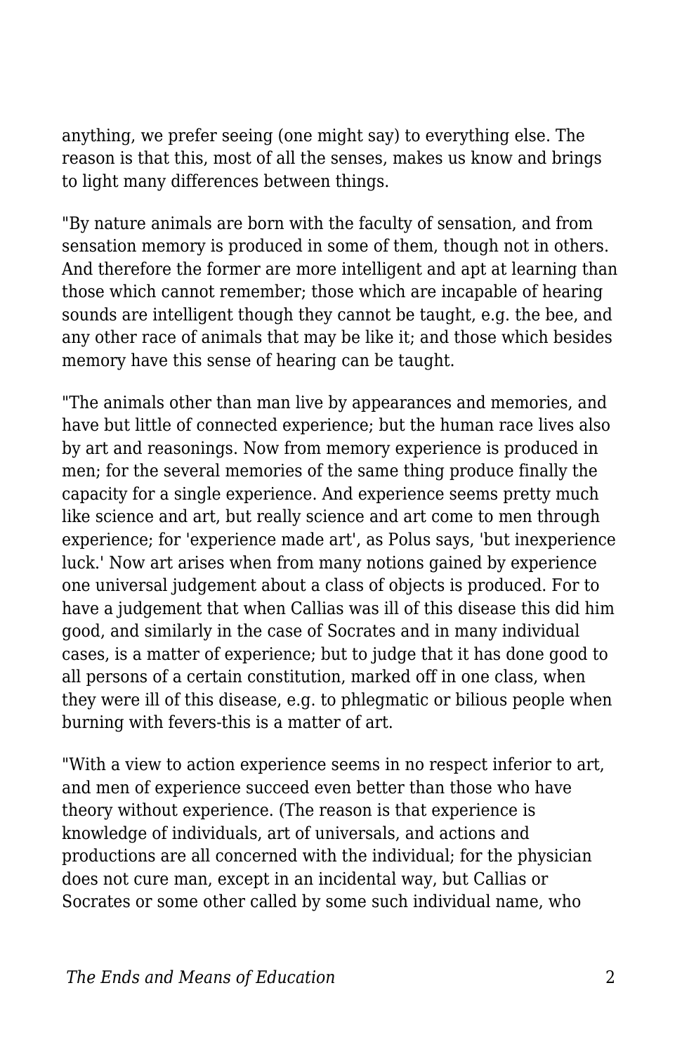anything, we prefer seeing (one might say) to everything else. The reason is that this, most of all the senses, makes us know and brings to light many differences between things.

"By nature animals are born with the faculty of sensation, and from sensation memory is produced in some of them, though not in others. And therefore the former are more intelligent and apt at learning than those which cannot remember; those which are incapable of hearing sounds are intelligent though they cannot be taught, e.g. the bee, and any other race of animals that may be like it; and those which besides memory have this sense of hearing can be taught.

"The animals other than man live by appearances and memories, and have but little of connected experience; but the human race lives also by art and reasonings. Now from memory experience is produced in men; for the several memories of the same thing produce finally the capacity for a single experience. And experience seems pretty much like science and art, but really science and art come to men through experience; for 'experience made art', as Polus says, 'but inexperience luck.' Now art arises when from many notions gained by experience one universal judgement about a class of objects is produced. For to have a judgement that when Callias was ill of this disease this did him good, and similarly in the case of Socrates and in many individual cases, is a matter of experience; but to judge that it has done good to all persons of a certain constitution, marked off in one class, when they were ill of this disease, e.g. to phlegmatic or bilious people when burning with fevers-this is a matter of art.

"With a view to action experience seems in no respect inferior to art, and men of experience succeed even better than those who have theory without experience. (The reason is that experience is knowledge of individuals, art of universals, and actions and productions are all concerned with the individual; for the physician does not cure man, except in an incidental way, but Callias or Socrates or some other called by some such individual name, who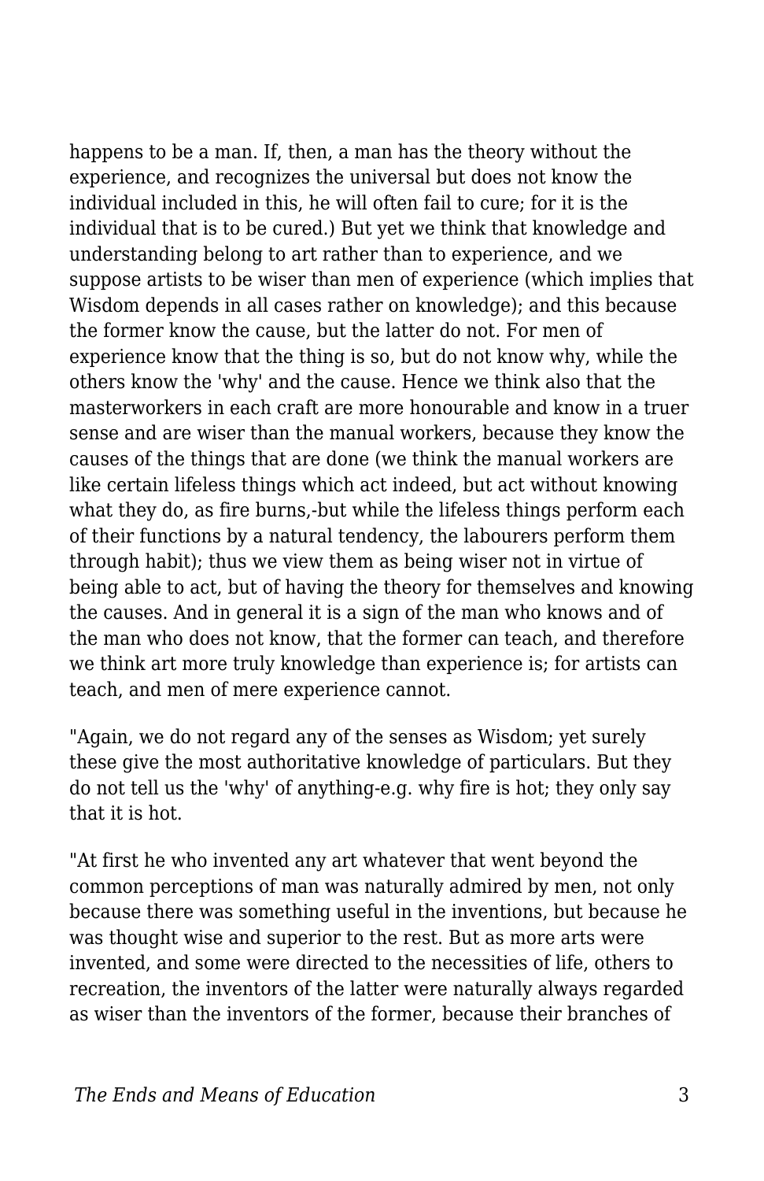happens to be a man. If, then, a man has the theory without the experience, and recognizes the universal but does not know the individual included in this, he will often fail to cure; for it is the individual that is to be cured.) But yet we think that knowledge and understanding belong to art rather than to experience, and we suppose artists to be wiser than men of experience (which implies that Wisdom depends in all cases rather on knowledge); and this because the former know the cause, but the latter do not. For men of experience know that the thing is so, but do not know why, while the others know the 'why' and the cause. Hence we think also that the masterworkers in each craft are more honourable and know in a truer sense and are wiser than the manual workers, because they know the causes of the things that are done (we think the manual workers are like certain lifeless things which act indeed, but act without knowing what they do, as fire burns,-but while the lifeless things perform each of their functions by a natural tendency, the labourers perform them through habit); thus we view them as being wiser not in virtue of being able to act, but of having the theory for themselves and knowing the causes. And in general it is a sign of the man who knows and of the man who does not know, that the former can teach, and therefore we think art more truly knowledge than experience is; for artists can teach, and men of mere experience cannot.

"Again, we do not regard any of the senses as Wisdom; yet surely these give the most authoritative knowledge of particulars. But they do not tell us the 'why' of anything-e.g. why fire is hot; they only say that it is hot.

"At first he who invented any art whatever that went beyond the common perceptions of man was naturally admired by men, not only because there was something useful in the inventions, but because he was thought wise and superior to the rest. But as more arts were invented, and some were directed to the necessities of life, others to recreation, the inventors of the latter were naturally always regarded as wiser than the inventors of the former, because their branches of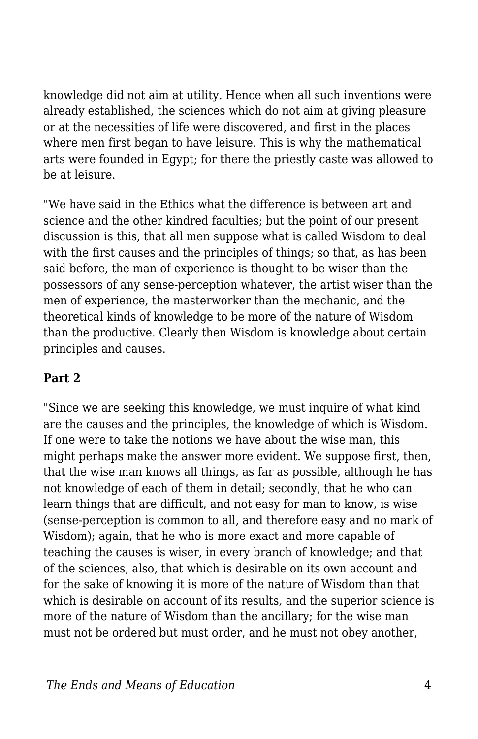knowledge did not aim at utility. Hence when all such inventions were already established, the sciences which do not aim at giving pleasure or at the necessities of life were discovered, and first in the places where men first began to have leisure. This is why the mathematical arts were founded in Egypt; for there the priestly caste was allowed to be at leisure.

"We have said in the Ethics what the difference is between art and science and the other kindred faculties; but the point of our present discussion is this, that all men suppose what is called Wisdom to deal with the first causes and the principles of things; so that, as has been said before, the man of experience is thought to be wiser than the possessors of any sense-perception whatever, the artist wiser than the men of experience, the masterworker than the mechanic, and the theoretical kinds of knowledge to be more of the nature of Wisdom than the productive. Clearly then Wisdom is knowledge about certain principles and causes.

**Part 2**

"Since we are seeking this knowledge, we must inquire of what kind are the causes and the principles, the knowledge of which is Wisdom. If one were to take the notions we have about the wise man, this might perhaps make the answer more evident. We suppose first, then, that the wise man knows all things, as far as possible, although he has not knowledge of each of them in detail; secondly, that he who can learn things that are difficult, and not easy for man to know, is wise (sense-perception is common to all, and therefore easy and no mark of Wisdom); again, that he who is more exact and more capable of teaching the causes is wiser, in every branch of knowledge; and that of the sciences, also, that which is desirable on its own account and for the sake of knowing it is more of the nature of Wisdom than that which is desirable on account of its results, and the superior science is more of the nature of Wisdom than the ancillary; for the wise man must not be ordered but must order, and he must not obey another,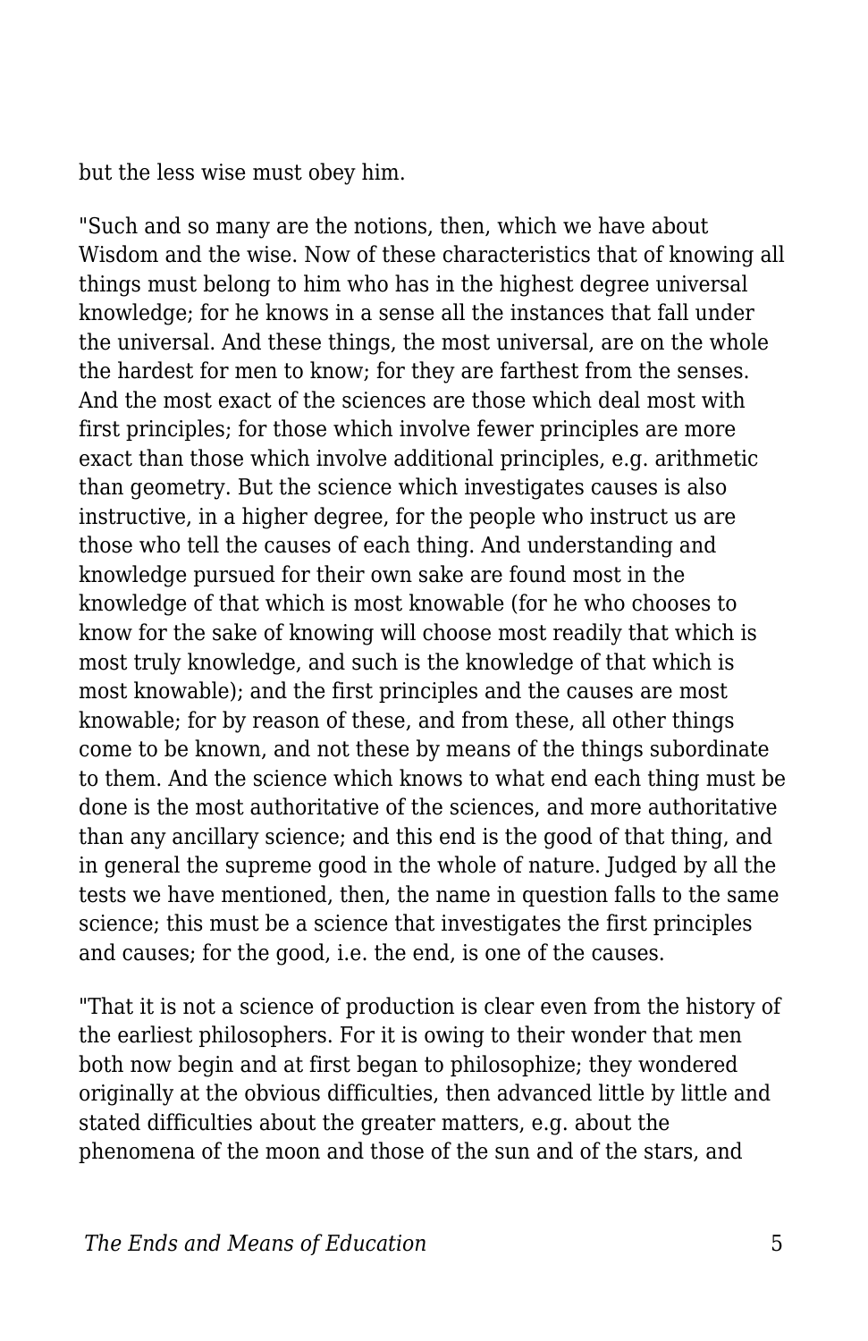but the less wise must obey him.

"Such and so many are the notions, then, which we have about Wisdom and the wise. Now of these characteristics that of knowing all things must belong to him who has in the highest degree universal knowledge; for he knows in a sense all the instances that fall under the universal. And these things, the most universal, are on the whole the hardest for men to know; for they are farthest from the senses. And the most exact of the sciences are those which deal most with first principles; for those which involve fewer principles are more exact than those which involve additional principles, e.g. arithmetic than geometry. But the science which investigates causes is also instructive, in a higher degree, for the people who instruct us are those who tell the causes of each thing. And understanding and knowledge pursued for their own sake are found most in the knowledge of that which is most knowable (for he who chooses to know for the sake of knowing will choose most readily that which is most truly knowledge, and such is the knowledge of that which is most knowable); and the first principles and the causes are most knowable; for by reason of these, and from these, all other things come to be known, and not these by means of the things subordinate to them. And the science which knows to what end each thing must be done is the most authoritative of the sciences, and more authoritative than any ancillary science; and this end is the good of that thing, and in general the supreme good in the whole of nature. Judged by all the tests we have mentioned, then, the name in question falls to the same science; this must be a science that investigates the first principles and causes; for the good, i.e. the end, is one of the causes.

"That it is not a science of production is clear even from the history of the earliest philosophers. For it is owing to their wonder that men both now begin and at first began to philosophize; they wondered originally at the obvious difficulties, then advanced little by little and stated difficulties about the greater matters, e.g. about the phenomena of the moon and those of the sun and of the stars, and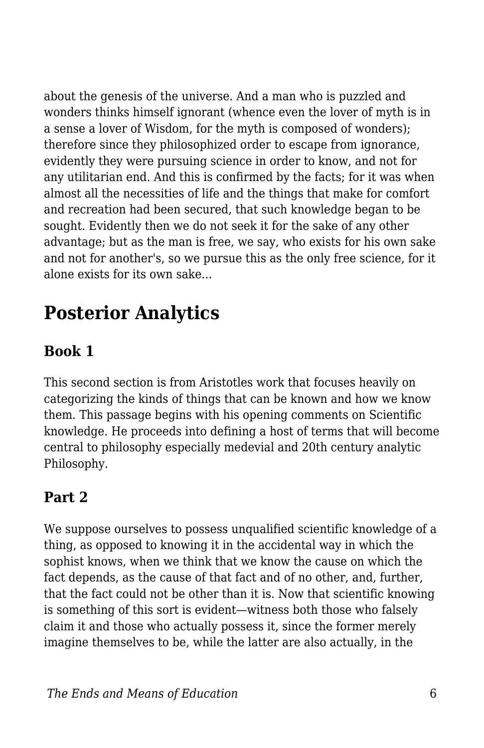about the genesis of the universe. And a man who is puzzled and wonders thinks himself ignorant (whence even the lover of myth is in a sense a lover of Wisdom, for the myth is composed of wonders); therefore since they philosophized order to escape from ignorance, evidently they were pursuing science in order to know, and not for any utilitarian end. And this is confirmed by the facts; for it was when almost all the necessities of life and the things that make for comfort and recreation had been secured, that such knowledge began to be sought. Evidently then we do not seek it for the sake of any other advantage; but as the man is free, we say, who exists for his own sake and not for another's, so we pursue this as the only free science, for it alone exists for its own sake...

# Posterior Analytics

## Book 1

This second section is from Aristotles work that focuses heavily on categorizing the kinds of things that can be known and how we know them. This passage begins with his opening comments on Scientific knowledge. He proceeds into defining a host of terms that will become central to philosophy especially medevial and 20th century analytic Philosophy.

## Part 2

We suppose ourselves to possess unqualified scientific knowledge of a thing, as opposed to knowing it in the accidental way in which the sophist knows, when we think that we know the cause on which the fact depends, as the cause of that fact and of no other, and, further, that the fact could not be other than it is. Now that scientific knowing is something of this sort is evident—witness both those who falsely claim it and those who actually possess it, since the former merely imagine themselves to be, while the latter are also actually, in the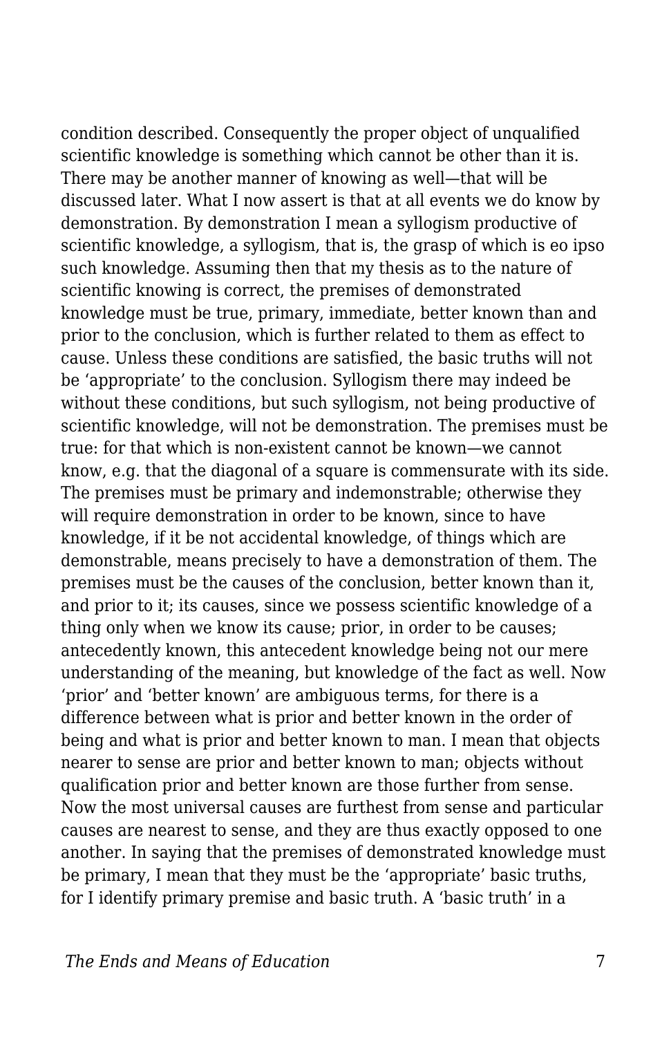condition described. Consequently the proper object of unqualified scientific knowledge is something which cannot be other than it is. There may be another manner of knowing as well—that will be discussed later. What I now assert is that at all events we do know by demonstration. By demonstration I mean a syllogism productive of scientific knowledge, a syllogism, that is, the grasp of which is eo ipso such knowledge. Assuming then that my thesis as to the nature of scientific knowing is correct, the premises of demonstrated knowledge must be true, primary, immediate, better known than and prior to the conclusion, which is further related to them as effect to cause. Unless these conditions are satisfied, the basic truths will not be 'appropriate' to the conclusion. Syllogism there may indeed be without these conditions, but such syllogism, not being productive of scientific knowledge, will not be demonstration. The premises must be true: for that which is non-existent cannot be known—we cannot know, e.g. that the diagonal of a square is commensurate with its side. The premises must be primary and indemonstrable; otherwise they will require demonstration in order to be known, since to have knowledge, if it be not accidental knowledge, of things which are demonstrable, means precisely to have a demonstration of them. The premises must be the causes of the conclusion, better known than it, and prior to it; its causes, since we possess scientific knowledge of a thing only when we know its cause; prior, in order to be causes; antecedently known, this antecedent knowledge being not our mere understanding of the meaning, but knowledge of the fact as well. Now 'prior' and 'better known' are ambiguous terms, for there is a difference between what is prior and better known in the order of being and what is prior and better known to man. I mean that objects nearer to sense are prior and better known to man; objects without qualification prior and better known are those further from sense. Now the most universal causes are furthest from sense and particular causes are nearest to sense, and they are thus exactly opposed to one another. In saying that the premises of demonstrated knowledge must be primary, I mean that they must be the 'appropriate' basic truths, for I identify primary premise and basic truth. A 'basic truth' in a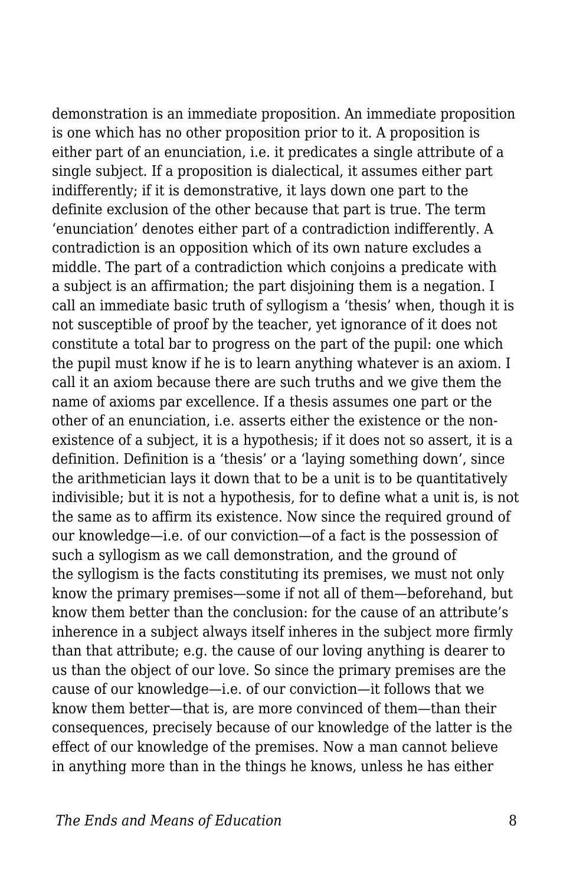demonstration is an immediate proposition. An immediate proposition is one which has no other proposition prior to it. A proposition is either part of an enunciation, i.e. it predicates a single attribute of a single subject. If a proposition is dialectical, it assumes either part indifferently; if it is demonstrative, it lays down one part to the definite exclusion of the other because that part is true. The term 'enunciation' denotes either part of a contradiction indifferently. A contradiction is an opposition which of its own nature excludes a middle. The part of a contradiction which conjoins a predicate with a subject is an affirmation; the part disjoining them is a negation. I call an immediate basic truth of syllogism a 'thesis' when, though it is not susceptible of proof by the teacher, yet ignorance of it does not constitute a total bar to progress on the part of the pupil: one which the pupil must know if he is to learn anything whatever is an axiom. I call it an axiom because there are such truths and we give them the name of axioms par excellence. If a thesis assumes one part or the other of an enunciation, i.e. asserts either the existence or the non-existence of a subject, it is a hypothesis; if it does not so assert, it is a definition. Definition is a 'thesis' or a 'laying something down', since the arithmetician lays it down that to be a unit is to be quantitatively indivisible; but it is not a hypothesis, for to define what a unit is, is not the same as to affirm its existence. Now since the required ground of our knowledge—i.e. of our conviction—of a fact is the possession of such a syllogism as we call demonstration, and the ground of the syllogism is the facts constituting its premises, we must not only know the primary premises—some if not all of them—beforehand, but know them better than the conclusion: for the cause of an attribute's inherence in a subject always itself inheres in the subject more firmly than that attribute; e.g. the cause of our loving anything is dearer to us than the object of our love. So since the primary premises are the cause of our knowledge—i.e. of our conviction—it follows that we know them better—that is, are more convinced of them—than their consequences, precisely because of our knowledge of the latter is the effect of our knowledge of the premises. Now a man cannot believe in anything more than in the things he knows, unless he has either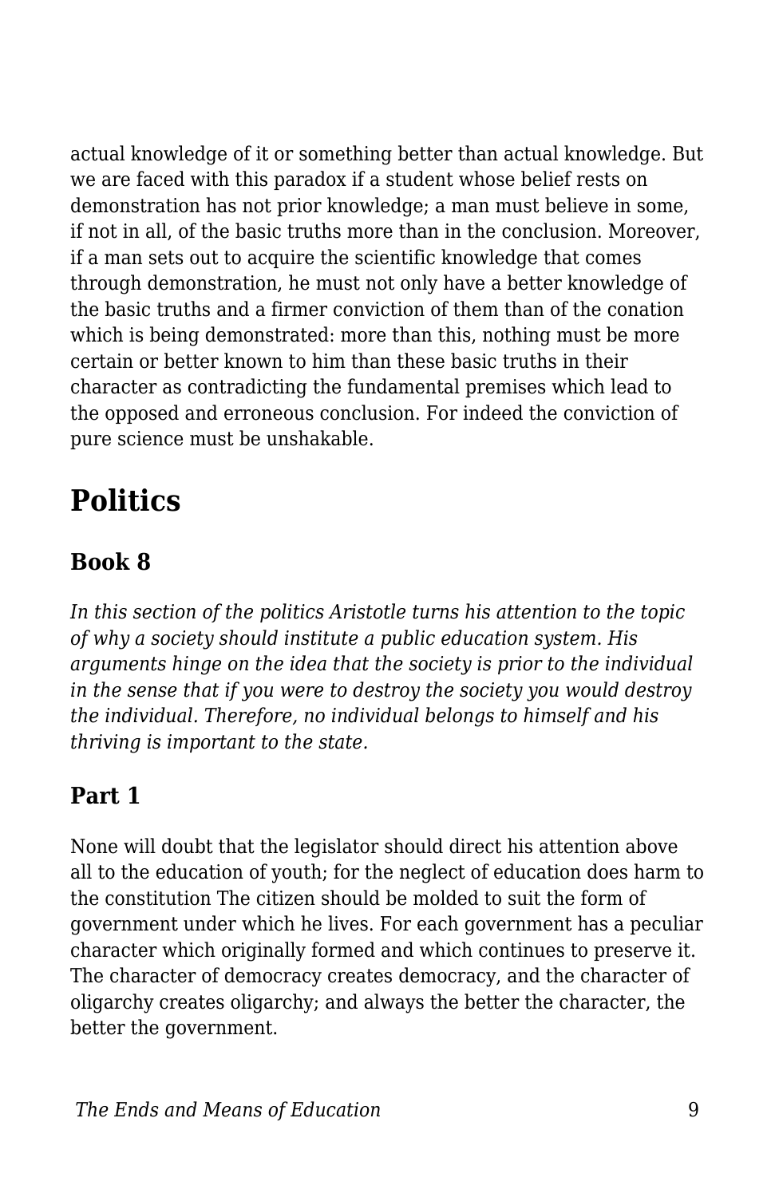actual knowledge of it or something better than actual knowledge. But we are faced with this paradox if a student whose belief rests on demonstration has not prior knowledge; a man must believe in some, if not in all, of the basic truths more than in the conclusion. Moreover, if a man sets out to acquire the scientific knowledge that comes through demonstration, he must not only have a better knowledge of the basic truths and a firmer conviction of them than of the conation which is being demonstrated: more than this, nothing must be more certain or better known to him than these basic truths in their character as contradicting the fundamental premises which lead to the opposed and erroneous conclusion. For indeed the conviction of pure science must be unshakable.

# Politics

## Book 8

*In this section of the politics Aristotle turns his attention to the topic of why a society should institute a public education system. His arguments hinge on the idea that the society is prior to the individual in the sense that if you were to destroy the society you would destroy the individual. Therefore, no individual belongs to himself and his thriving is important to the state.*

## Part 1

None will doubt that the legislator should direct his attention above all to the education of youth; for the neglect of education does harm to the constitution The citizen should be molded to suit the form of government under which he lives. For each government has a peculiar character which originally formed and which continues to preserve it. The character of democracy creates democracy, and the character of oligarchy creates oligarchy; and always the better the character, the better the government.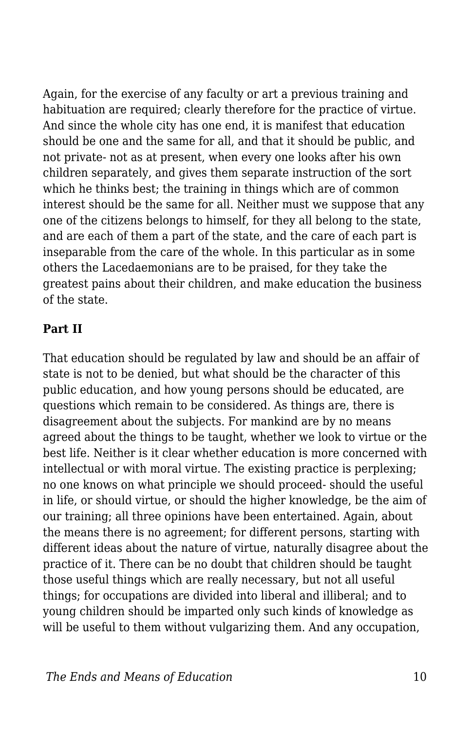Again, for the exercise of any faculty or art a previous training and habituation are required; clearly therefore for the practice of virtue. And since the whole city has one end, it is manifest that education should be one and the same for all, and that it should be public, and not private- not as at present, when every one looks after his own children separately, and gives them separate instruction of the sort which he thinks best; the training in things which are of common interest should be the same for all. Neither must we suppose that any one of the citizens belongs to himself, for they all belong to the state, and are each of them a part of the state, and the care of each part is inseparable from the care of the whole. In this particular as in some others the Lacedaemonians are to be praised, for they take the greatest pains about their children, and make education the business of the state.

**Part II**

That education should be regulated by law and should be an affair of state is not to be denied, but what should be the character of this public education, and how young persons should be educated, are questions which remain to be considered. As things are, there is disagreement about the subjects. For mankind are by no means agreed about the things to be taught, whether we look to virtue or the best life. Neither is it clear whether education is more concerned with intellectual or with moral virtue. The existing practice is perplexing; no one knows on what principle we should proceed- should the useful in life, or should virtue, or should the higher knowledge, be the aim of our training; all three opinions have been entertained. Again, about the means there is no agreement; for different persons, starting with different ideas about the nature of virtue, naturally disagree about the practice of it. There can be no doubt that children should be taught those useful things which are really necessary, but not all useful things; for occupations are divided into liberal and illiberal; and to young children should be imparted only such kinds of knowledge as will be useful to them without vulgarizing them. And any occupation,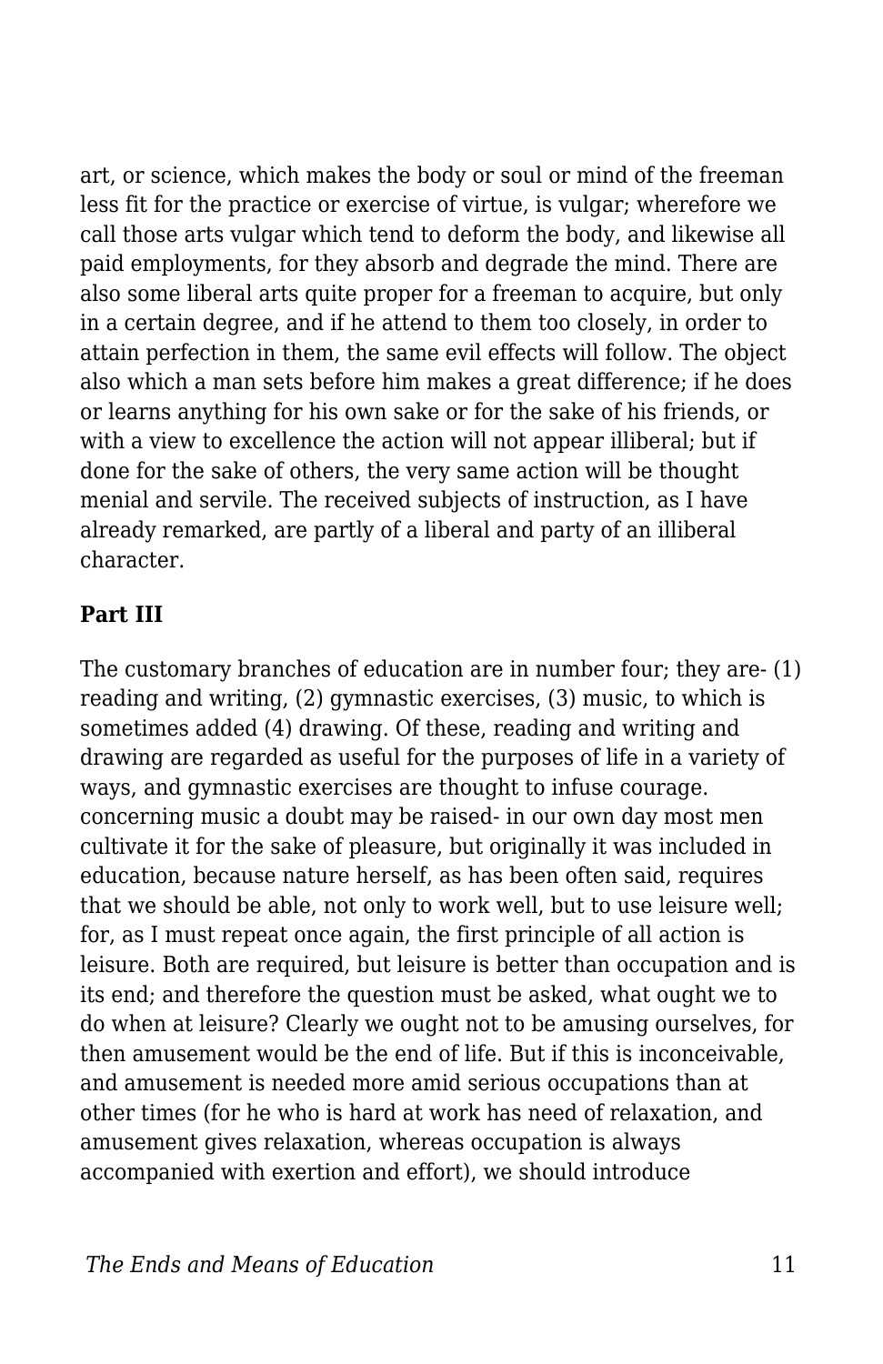art, or science, which makes the body or soul or mind of the freeman less fit for the practice or exercise of virtue, is vulgar; wherefore we call those arts vulgar which tend to deform the body, and likewise all paid employments, for they absorb and degrade the mind. There are also some liberal arts quite proper for a freeman to acquire, but only in a certain degree, and if he attend to them too closely, in order to attain perfection in them, the same evil effects will follow. The object also which a man sets before him makes a great difference; if he does or learns anything for his own sake or for the sake of his friends, or with a view to excellence the action will not appear illiberal; but if done for the sake of others, the very same action will be thought menial and servile. The received subjects of instruction, as I have already remarked, are partly of a liberal and party of an illiberal character.

**Part III**

The customary branches of education are in number four; they are- (1) reading and writing, (2) gymnastic exercises, (3) music, to which is sometimes added (4) drawing. Of these, reading and writing and drawing are regarded as useful for the purposes of life in a variety of ways, and gymnastic exercises are thought to infuse courage. concerning music a doubt may be raised- in our own day most men cultivate it for the sake of pleasure, but originally it was included in education, because nature herself, as has been often said, requires that we should be able, not only to work well, but to use leisure well; for, as I must repeat once again, the first principle of all action is leisure. Both are required, but leisure is better than occupation and is its end; and therefore the question must be asked, what ought we to do when at leisure? Clearly we ought not to be amusing ourselves, for then amusement would be the end of life. But if this is inconceivable, and amusement is needed more amid serious occupations than at other times (for he who is hard at work has need of relaxation, and amusement gives relaxation, whereas occupation is always accompanied with exertion and effort), we should introduce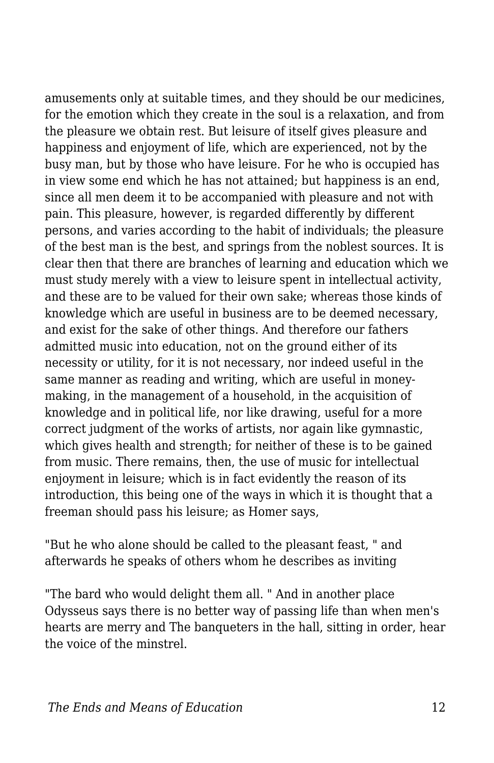amusements only at suitable times, and they should be our medicines, for the emotion which they create in the soul is a relaxation, and from the pleasure we obtain rest. But leisure of itself gives pleasure and happiness and enjoyment of life, which are experienced, not by the busy man, but by those who have leisure. For he who is occupied has in view some end which he has not attained; but happiness is an end, since all men deem it to be accompanied with pleasure and not with pain. This pleasure, however, is regarded differently by different persons, and varies according to the habit of individuals; the pleasure of the best man is the best, and springs from the noblest sources. It is clear then that there are branches of learning and education which we must study merely with a view to leisure spent in intellectual activity, and these are to be valued for their own sake; whereas those kinds of knowledge which are useful in business are to be deemed necessary, and exist for the sake of other things. And therefore our fathers admitted music into education, not on the ground either of its necessity or utility, for it is not necessary, nor indeed useful in the same manner as reading and writing, which are useful in money-making, in the management of a household, in the acquisition of knowledge and in political life, nor like drawing, useful for a more correct judgment of the works of artists, nor again like gymnastic, which gives health and strength; for neither of these is to be gained from music. There remains, then, the use of music for intellectual enjoyment in leisure; which is in fact evidently the reason of its introduction, this being one of the ways in which it is thought that a freeman should pass his leisure; as Homer says,

"But he who alone should be called to the pleasant feast, " and afterwards he speaks of others whom he describes as inviting

"The bard who would delight them all. " And in another place Odysseus says there is no better way of passing life than when men's hearts are merry and The banqueters in the hall, sitting in order, hear the voice of the minstrel.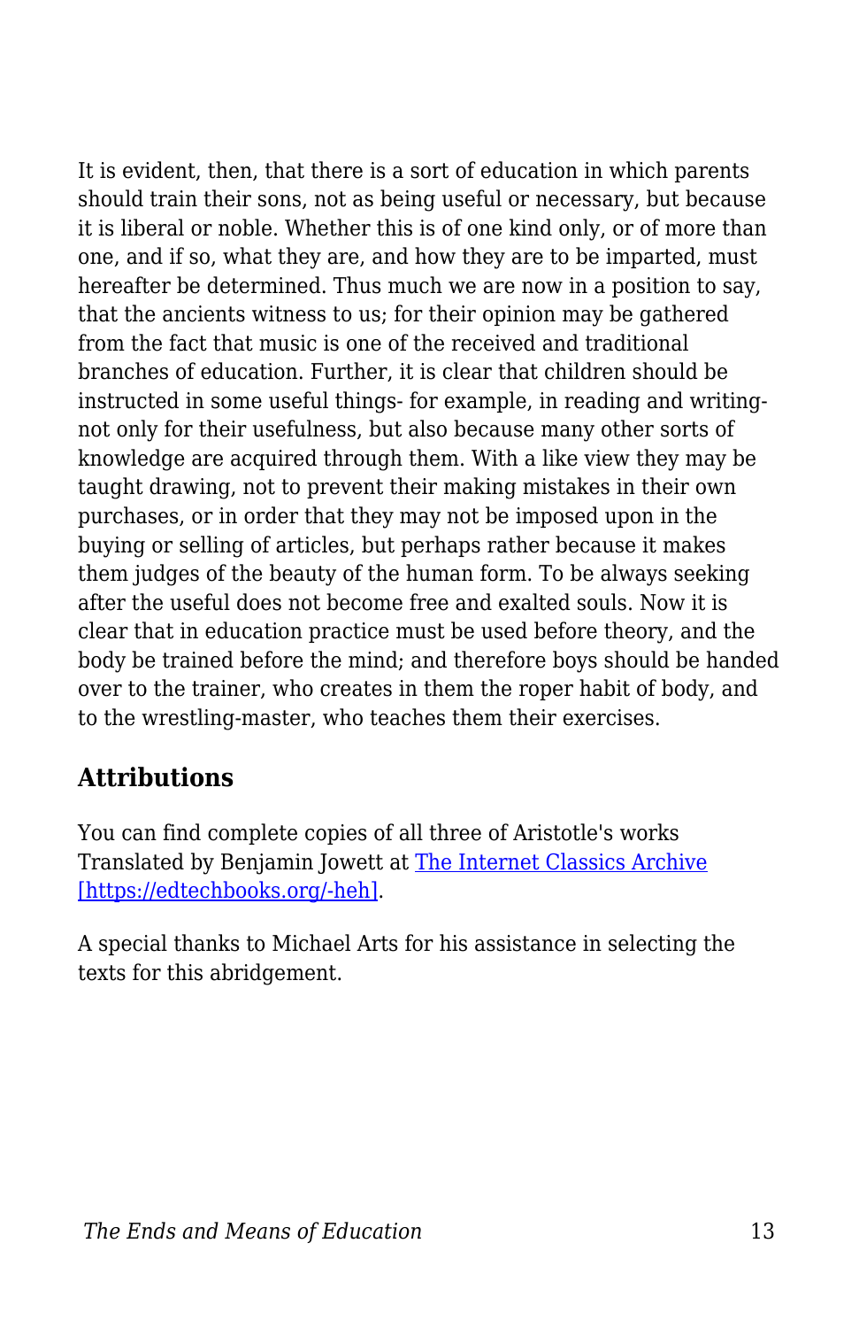It is evident, then, that there is a sort of education in which parents should train their sons, not as being useful or necessary, but because it is liberal or noble. Whether this is of one kind only, or of more than one, and if so, what they are, and how they are to be imparted, must hereafter be determined. Thus much we are now in a position to say, that the ancients witness to us; for their opinion may be gathered from the fact that music is one of the received and traditional branches of education. Further, it is clear that children should be instructed in some useful things- for example, in reading and writing- not only for their usefulness, but also because many other sorts of knowledge are acquired through them. With a like view they may be taught drawing, not to prevent their making mistakes in their own purchases, or in order that they may not be imposed upon in the buying or selling of articles, but perhaps rather because it makes them judges of the beauty of the human form. To be always seeking after the useful does not become free and exalted souls. Now it is clear that in education practice must be used before theory, and the body be trained before the mind; and therefore boys should be handed over to the trainer, who creates in them the roper habit of body, and to the wrestling-master, who teaches them their exercises.

## Attributions

You can find complete copies of all three of Aristotle's works Translated by Benjamin Jowett at The Internet Classics Archive [https://edtechbooks.org/-heh].

A special thanks to Michael Arts for his assistance in selecting the texts for this abridgement.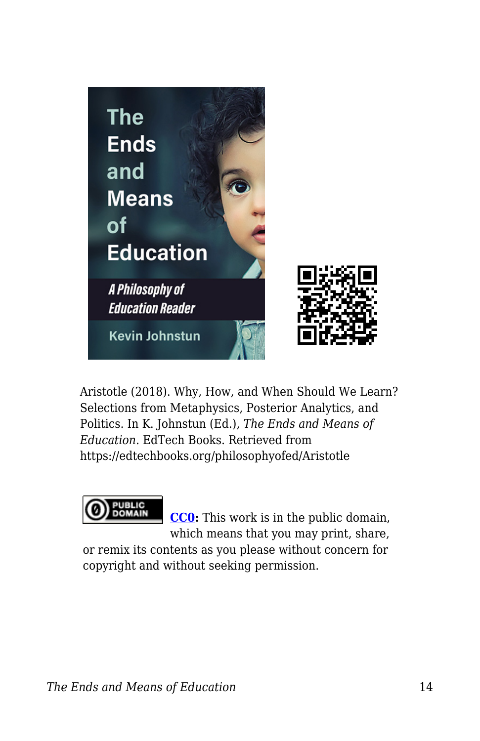Aristotle (2018). Why, How, and When Should We Learn? Selections from Metaphysics, Posterior Analytics, and Politics. In K. Johnstun (Ed.), *The Ends and Means of Education*. EdTech Books. Retrieved from https://edtechbooks.org/philosophyofed/Aristotle

**CC0:** This work is in the public domain, which means that you may print, share, or remix its contents as you please without concern for copyright and without seeking permission.